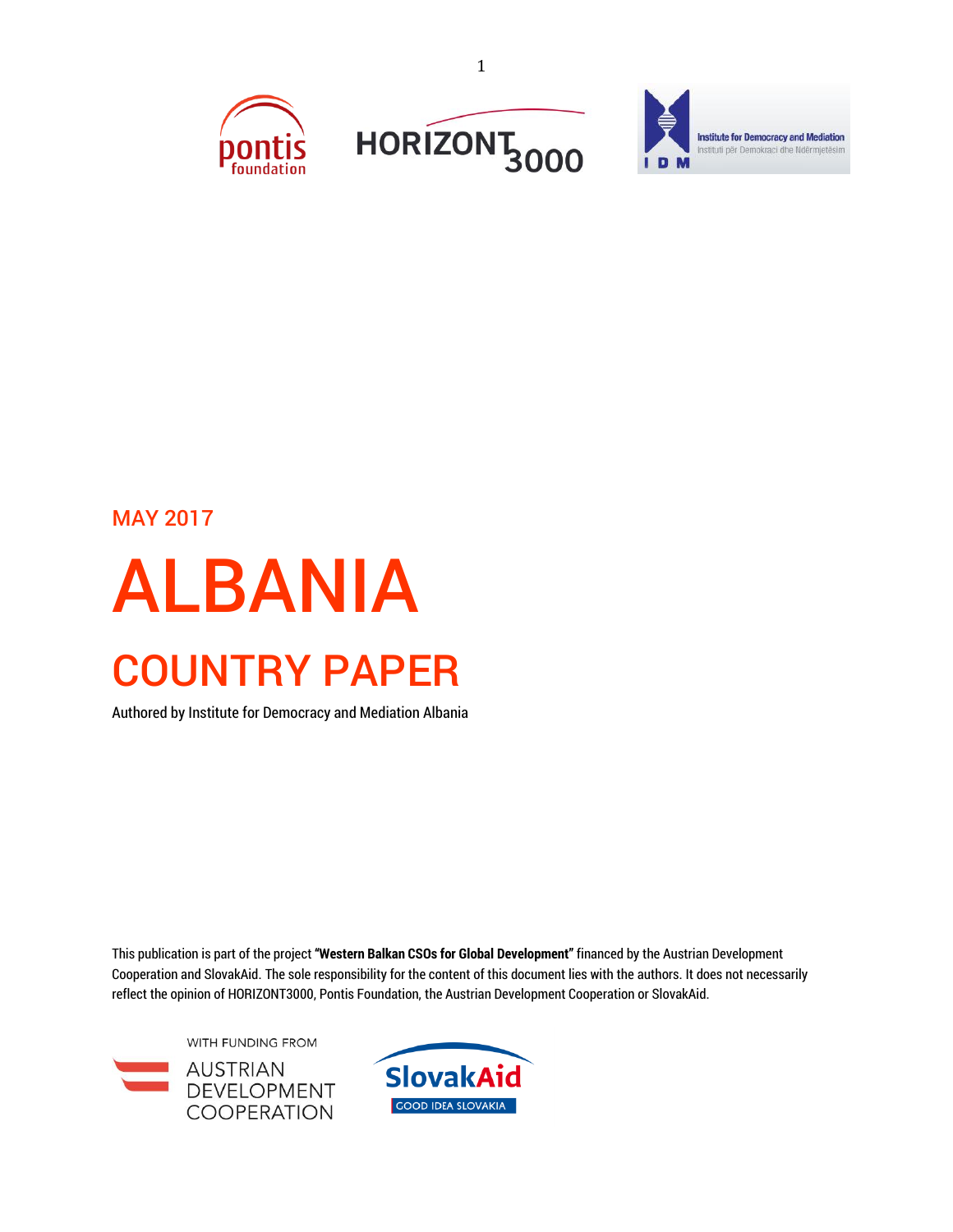MAY 2017

# ALBANIA

## COUNTRY PAPER

Authored by Institute for Democracy and Mediation Albania

This publication is part of the project **"Western Balkan CSOs for Global Development"** financed by the Austrian Development Cooperation and SlovakAid. The sole responsibility for the content of this document lies with the authors. It does not necessarily reflect the opinion of HORIZONT3000, Pontis Foundation, the Austrian Development Cooperation or SlovakAid.

WITH FUNDING FROM

AUSTRIAN DEVELOPMENT COOPERATION

SlovakAid

GOOD IDEA SLOVAKIA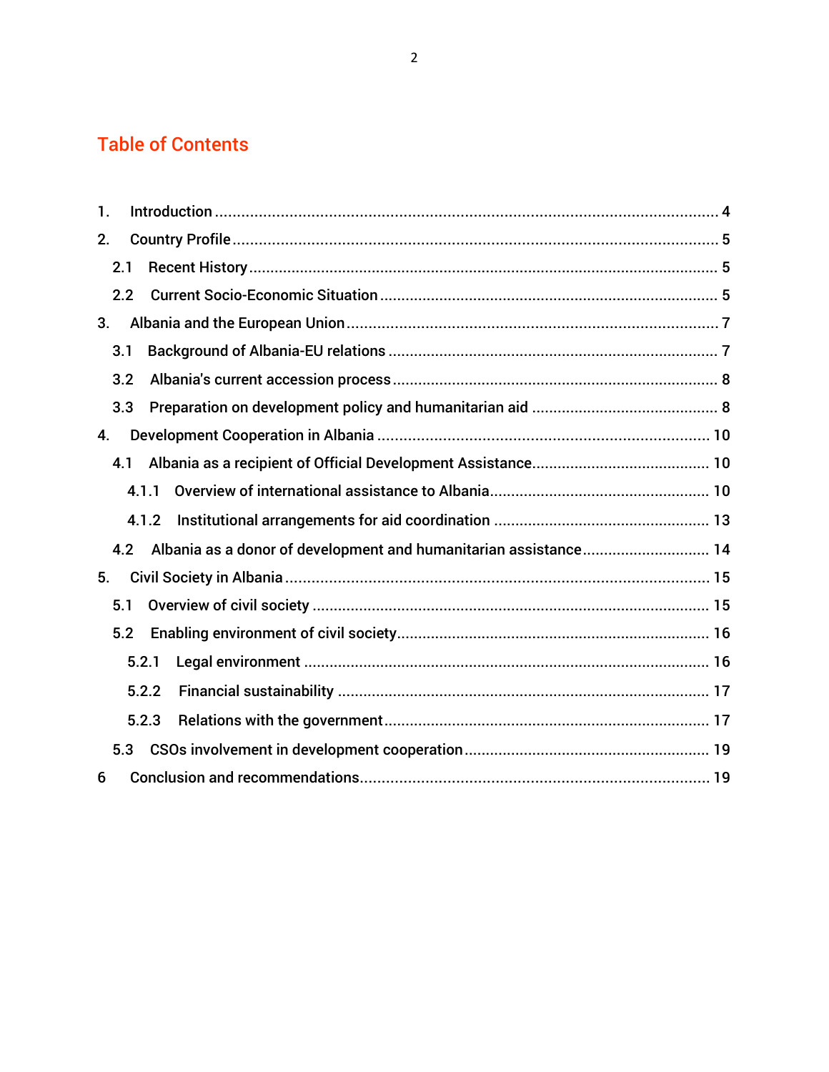# Table of Contents

1. Introduction ..... 4
2. Country Profile ..... 5
   - 2.1 Recent History ..... 5
   - 2.2 Current Socio-Economic Situation ..... 5
3. Albania and the European Union ..... 7
   - 3.1 Background of Albania-EU relations ..... 7
   - 3.2 Albania's current accession process ..... 8
   - 3.3 Preparation on development policy and humanitarian aid ..... 8
4. Development Cooperation in Albania ..... 10
   - 4.1 Albania as a recipient of Official Development Assistance ..... 10
     - 4.1.1 Overview of international assistance to Albania ..... 10
     - 4.1.2 Institutional arrangements for aid coordination ..... 13
   - 4.2 Albania as a donor of development and humanitarian assistance ..... 14
5. Civil Society in Albania ..... 15
   - 5.1 Overview of civil society ..... 15
   - 5.2 Enabling environment of civil society ..... 16
     - 5.2.1 Legal environment ..... 16
     - 5.2.2 Financial sustainability ..... 17
     - 5.2.3 Relations with the government ..... 17
   - 5.3 CSOs involvement in development cooperation ..... 19
6 Conclusion and recommendations ..... 19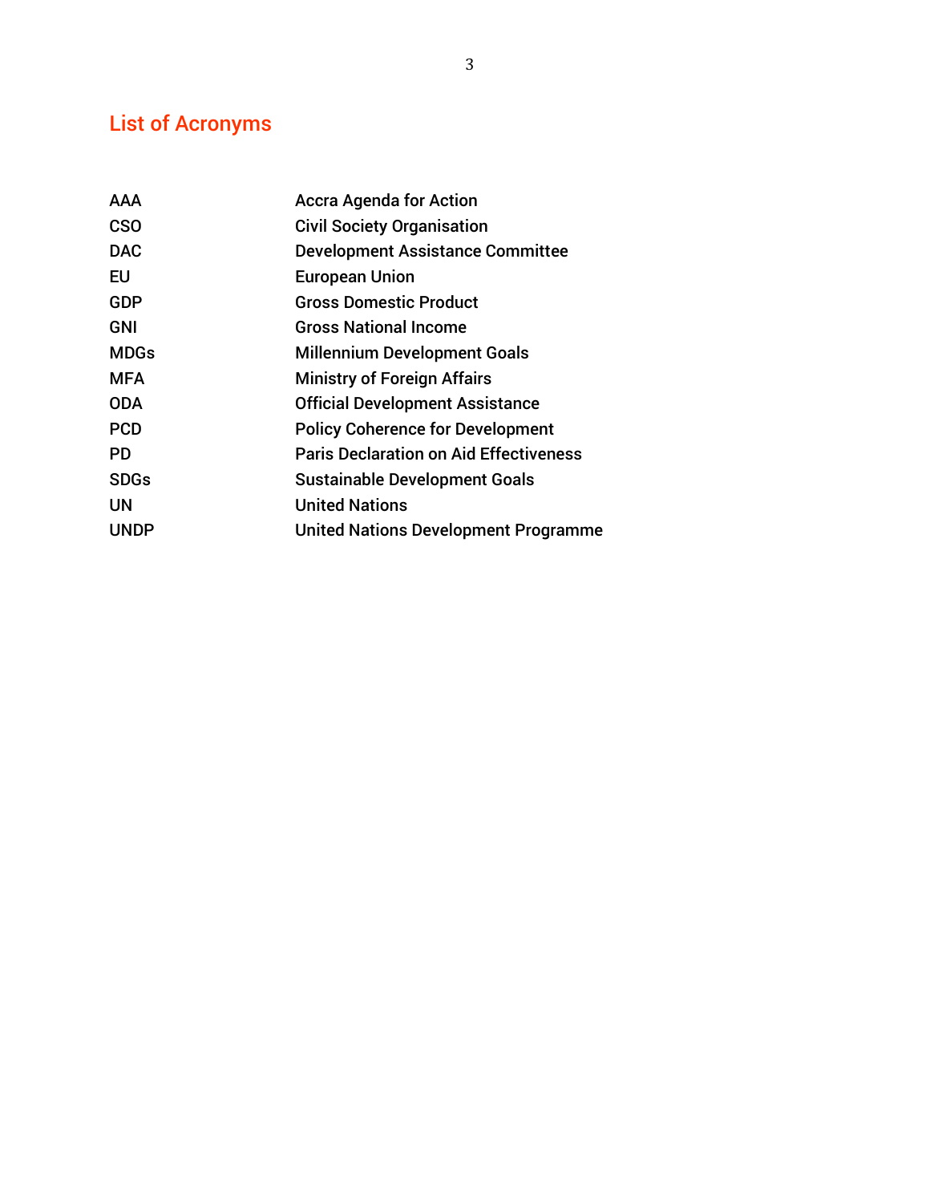## List of Acronyms

| | |
|---|---|
| AAA | Accra Agenda for Action |
| CSO | Civil Society Organisation |
| DAC | Development Assistance Committee |
| EU | European Union |
| GDP | Gross Domestic Product |
| GNI | Gross National Income |
| MDGs | Millennium Development Goals |
| MFA | Ministry of Foreign Affairs |
| ODA | Official Development Assistance |
| PCD | Policy Coherence for Development |
| PD | Paris Declaration on Aid Effectiveness |
| SDGs | Sustainable Development Goals |
| UN | United Nations |
| UNDP | United Nations Development Programme |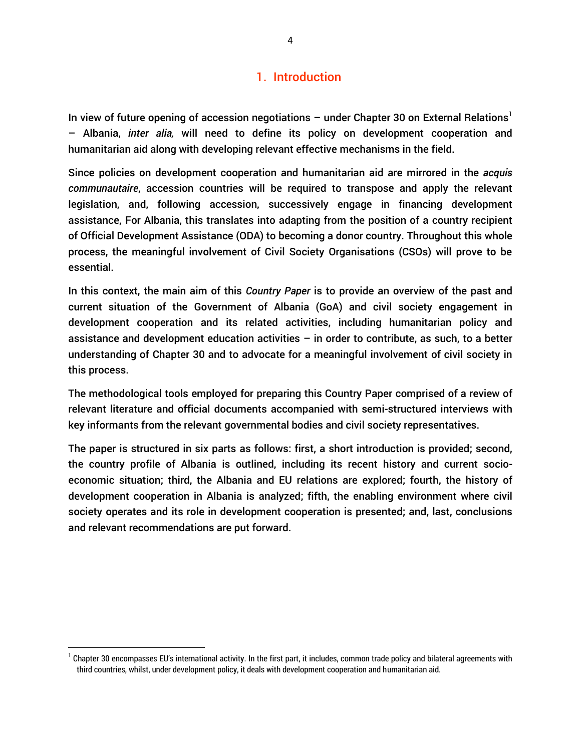# 1. Introduction

In view of future opening of accession negotiations – under Chapter 30 on External Relations[1] – Albania, *inter alia,* will need to define its policy on development cooperation and humanitarian aid along with developing relevant effective mechanisms in the field.

Since policies on development cooperation and humanitarian aid are mirrored in the *acquis communautaire*, accession countries will be required to transpose and apply the relevant legislation, and, following accession, successively engage in financing development assistance, For Albania, this translates into adapting from the position of a country recipient of Official Development Assistance (ODA) to becoming a donor country. Throughout this whole process, the meaningful involvement of Civil Society Organisations (CSOs) will prove to be essential.

In this context, the main aim of this *Country Paper* is to provide an overview of the past and current situation of the Government of Albania (GoA) and civil society engagement in development cooperation and its related activities, including humanitarian policy and assistance and development education activities – in order to contribute, as such, to a better understanding of Chapter 30 and to advocate for a meaningful involvement of civil society in this process.

The methodological tools employed for preparing this Country Paper comprised of a review of relevant literature and official documents accompanied with semi-structured interviews with key informants from the relevant governmental bodies and civil society representatives.

The paper is structured in six parts as follows: first, a short introduction is provided; second, the country profile of Albania is outlined, including its recent history and current socio-economic situation; third, the Albania and EU relations are explored; fourth, the history of development cooperation in Albania is analyzed; fifth, the enabling environment where civil society operates and its role in development cooperation is presented; and, last, conclusions and relevant recommendations are put forward.

---

[1] Chapter 30 encompasses EU's international activity. In the first part, it includes, common trade policy and bilateral agreements with third countries, whilst, under development policy, it deals with development cooperation and humanitarian aid.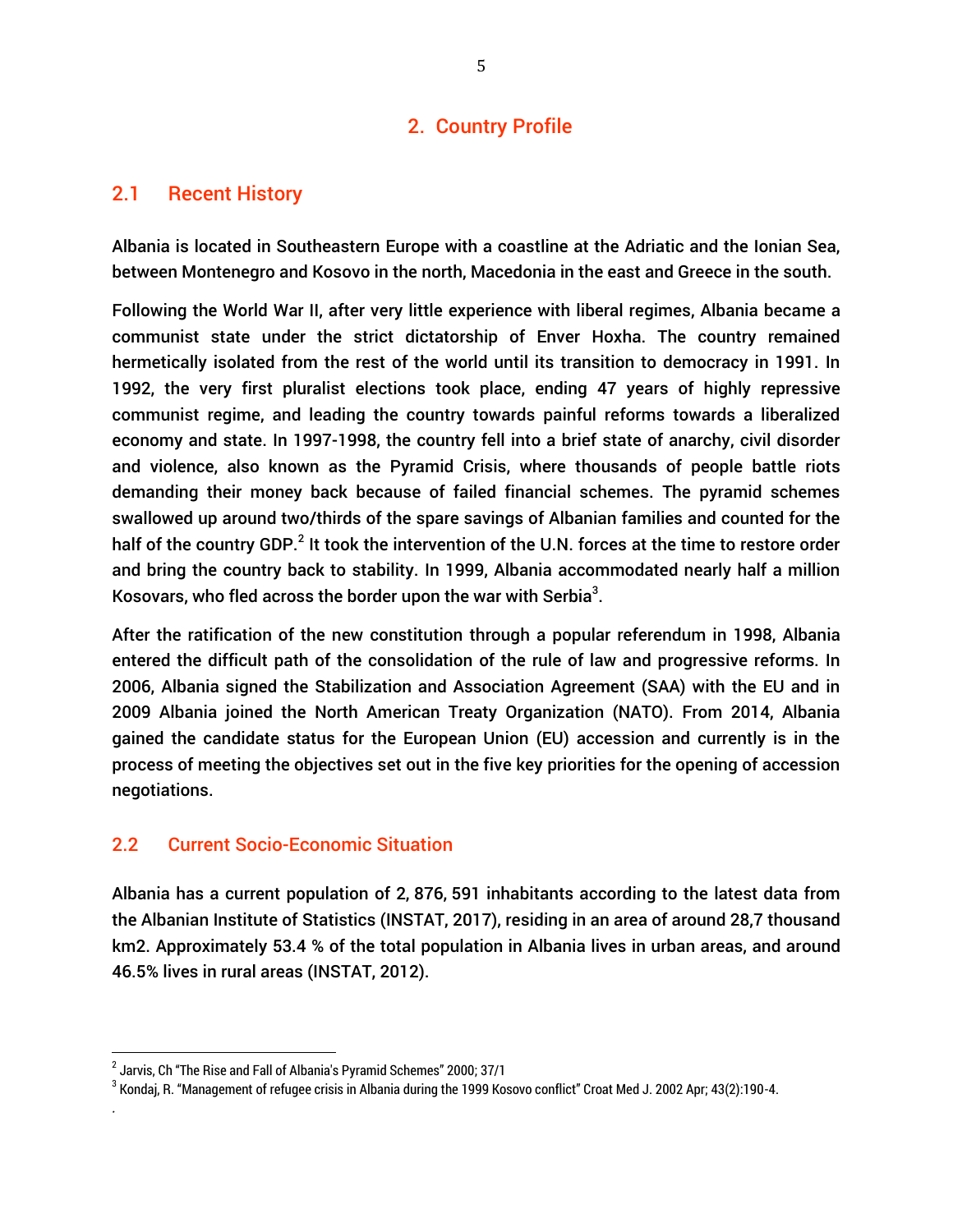# 2. Country Profile

## 2.1 Recent History

Albania is located in Southeastern Europe with a coastline at the Adriatic and the Ionian Sea, between Montenegro and Kosovo in the north, Macedonia in the east and Greece in the south.

Following the World War II, after very little experience with liberal regimes, Albania became a communist state under the strict dictatorship of Enver Hoxha. The country remained hermetically isolated from the rest of the world until its transition to democracy in 1991. In 1992, the very first pluralist elections took place, ending 47 years of highly repressive communist regime, and leading the country towards painful reforms towards a liberalized economy and state. In 1997-1998, the country fell into a brief state of anarchy, civil disorder and violence, also known as the Pyramid Crisis, where thousands of people battle riots demanding their money back because of failed financial schemes. The pyramid schemes swallowed up around two/thirds of the spare savings of Albanian families and counted for the half of the country GDP.[2] It took the intervention of the U.N. forces at the time to restore order and bring the country back to stability. In 1999, Albania accommodated nearly half a million Kosovars, who fled across the border upon the war with Serbia[3].

After the ratification of the new constitution through a popular referendum in 1998, Albania entered the difficult path of the consolidation of the rule of law and progressive reforms. In 2006, Albania signed the Stabilization and Association Agreement (SAA) with the EU and in 2009 Albania joined the North American Treaty Organization (NATO). From 2014, Albania gained the candidate status for the European Union (EU) accession and currently is in the process of meeting the objectives set out in the five key priorities for the opening of accession negotiations.

## 2.2 Current Socio-Economic Situation

Albania has a current population of 2, 876, 591 inhabitants according to the latest data from the Albanian Institute of Statistics (INSTAT, 2017), residing in an area of around 28,7 thousand km2. Approximately 53.4 % of the total population in Albania lives in urban areas, and around 46.5% lives in rural areas (INSTAT, 2012).

---

[2] Jarvis, Ch "The Rise and Fall of Albania's Pyramid Schemes" 2000; 37/1

[3] Kondaj, R. "Management of refugee crisis in Albania during the 1999 Kosovo conflict" Croat Med J. 2002 Apr; 43(2):190-4.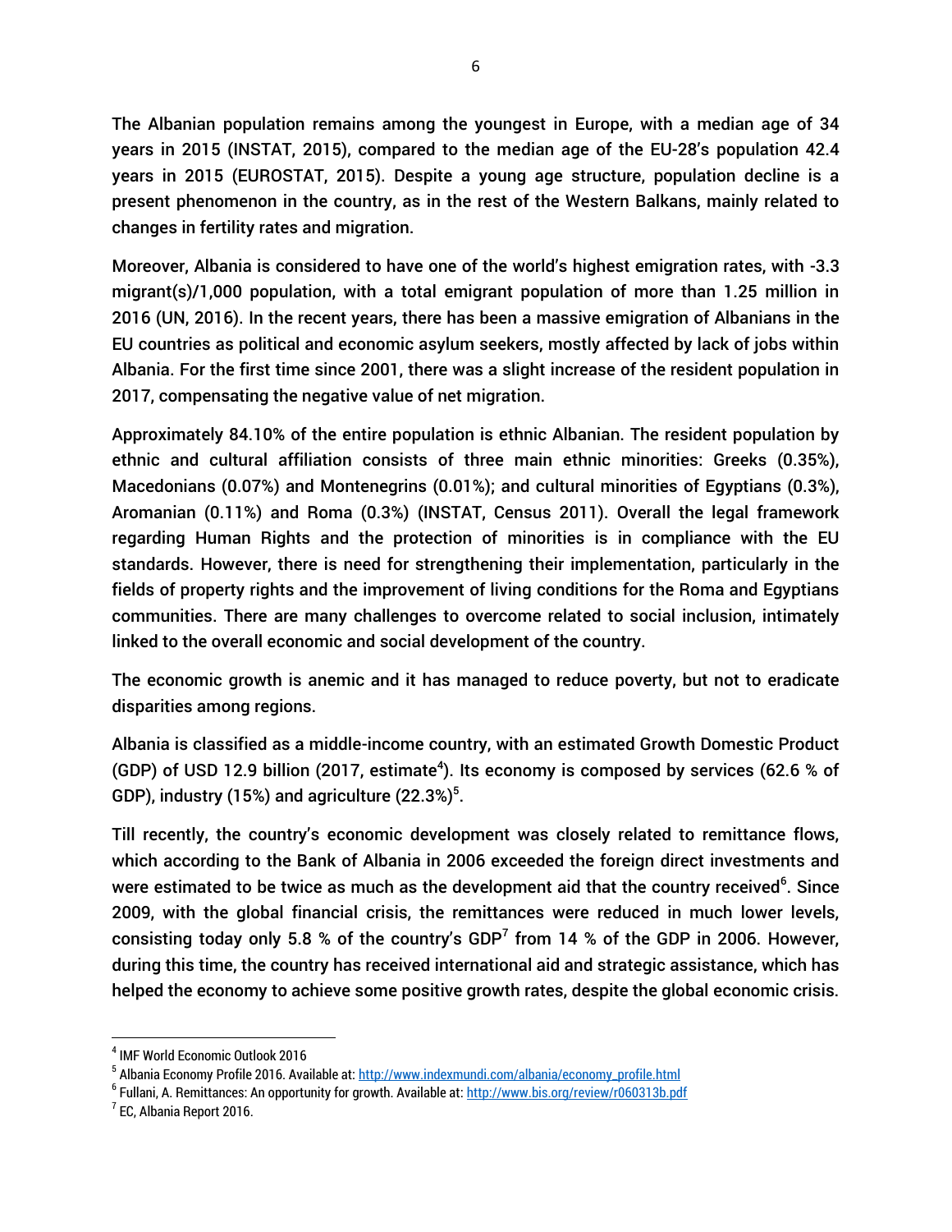The Albanian population remains among the youngest in Europe, with a median age of 34 years in 2015 (INSTAT, 2015), compared to the median age of the EU-28's population 42.4 years in 2015 (EUROSTAT, 2015). Despite a young age structure, population decline is a present phenomenon in the country, as in the rest of the Western Balkans, mainly related to changes in fertility rates and migration.

Moreover, Albania is considered to have one of the world's highest emigration rates, with -3.3 migrant(s)/1,000 population, with a total emigrant population of more than 1.25 million in 2016 (UN, 2016). In the recent years, there has been a massive emigration of Albanians in the EU countries as political and economic asylum seekers, mostly affected by lack of jobs within Albania. For the first time since 2001, there was a slight increase of the resident population in 2017, compensating the negative value of net migration.

Approximately 84.10% of the entire population is ethnic Albanian. The resident population by ethnic and cultural affiliation consists of three main ethnic minorities: Greeks (0.35%), Macedonians (0.07%) and Montenegrins (0.01%); and cultural minorities of Egyptians (0.3%), Aromanian (0.11%) and Roma (0.3%) (INSTAT, Census 2011). Overall the legal framework regarding Human Rights and the protection of minorities is in compliance with the EU standards. However, there is need for strengthening their implementation, particularly in the fields of property rights and the improvement of living conditions for the Roma and Egyptians communities. There are many challenges to overcome related to social inclusion, intimately linked to the overall economic and social development of the country.

The economic growth is anemic and it has managed to reduce poverty, but not to eradicate disparities among regions.

Albania is classified as a middle-income country, with an estimated Growth Domestic Product (GDP) of USD 12.9 billion (2017, estimate[4]). Its economy is composed by services (62.6 % of GDP), industry (15%) and agriculture (22.3%)[5].

Till recently, the country's economic development was closely related to remittance flows, which according to the Bank of Albania in 2006 exceeded the foreign direct investments and were estimated to be twice as much as the development aid that the country received[6]. Since 2009, with the global financial crisis, the remittances were reduced in much lower levels, consisting today only 5.8 % of the country's GDP[7] from 14 % of the GDP in 2006. However, during this time, the country has received international aid and strategic assistance, which has helped the economy to achieve some positive growth rates, despite the global economic crisis.

---

[4] IMF World Economic Outlook 2016

[5] Albania Economy Profile 2016. Available at: http://www.indexmundi.com/albania/economy_profile.html

[6] Fullani, A. Remittances: An opportunity for growth. Available at: http://www.bis.org/review/r060313b.pdf

[7] EC, Albania Report 2016.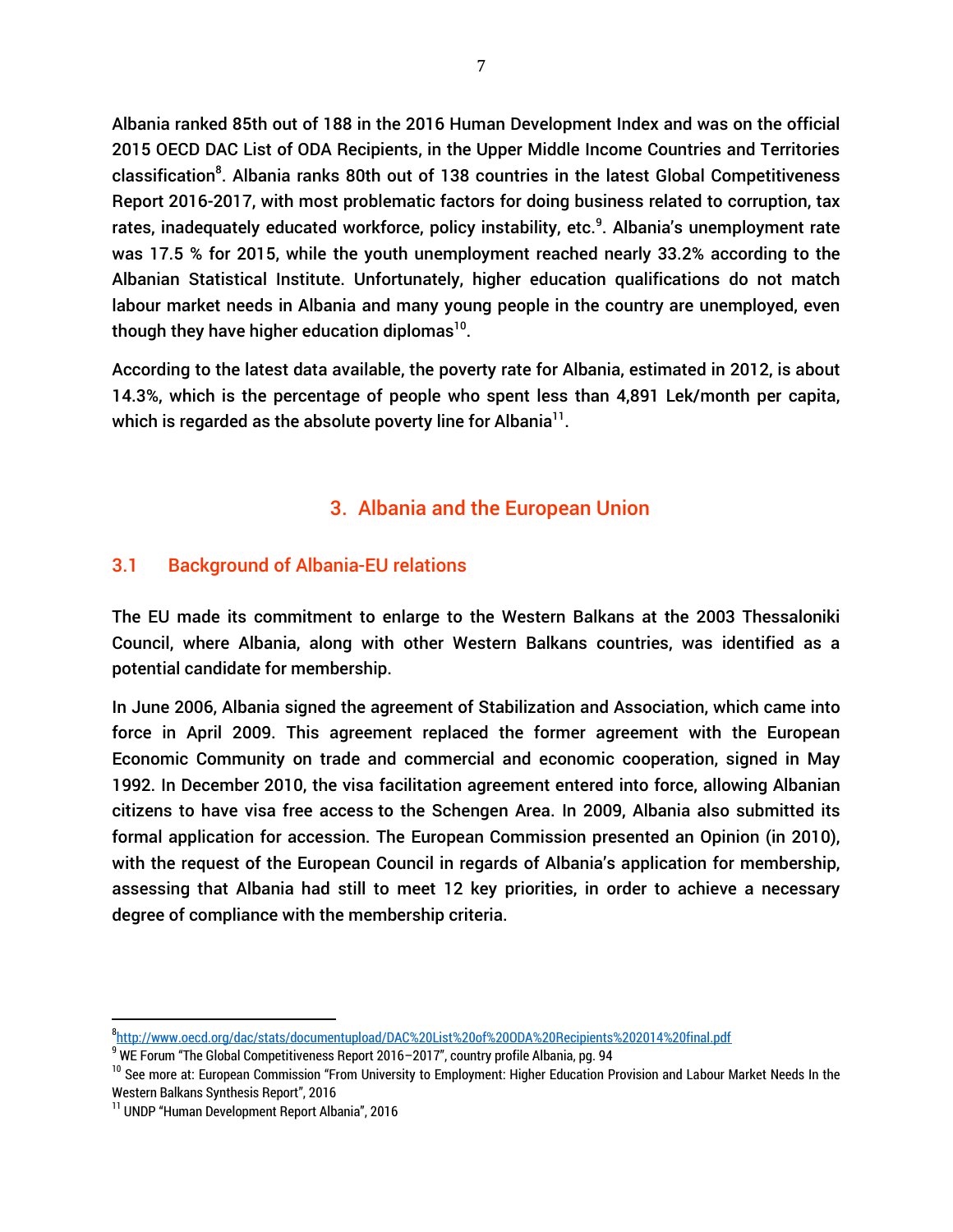Albania ranked 85th out of 188 in the 2016 Human Development Index and was on the official 2015 OECD DAC List of ODA Recipients, in the Upper Middle Income Countries and Territories classification[8]. Albania ranks 80th out of 138 countries in the latest Global Competitiveness Report 2016-2017, with most problematic factors for doing business related to corruption, tax rates, inadequately educated workforce, policy instability, etc.[9]. Albania's unemployment rate was 17.5 % for 2015, while the youth unemployment reached nearly 33.2% according to the Albanian Statistical Institute. Unfortunately, higher education qualifications do not match labour market needs in Albania and many young people in the country are unemployed, even though they have higher education diplomas[10].

According to the latest data available, the poverty rate for Albania, estimated in 2012, is about 14.3%, which is the percentage of people who spent less than 4,891 Lek/month per capita, which is regarded as the absolute poverty line for Albania[11].

# 3. Albania and the European Union

## 3.1 Background of Albania-EU relations

The EU made its commitment to enlarge to the Western Balkans at the 2003 Thessaloniki Council, where Albania, along with other Western Balkans countries, was identified as a potential candidate for membership.

In June 2006, Albania signed the agreement of Stabilization and Association, which came into force in April 2009. This agreement replaced the former agreement with the European Economic Community on trade and commercial and economic cooperation, signed in May 1992. In December 2010, the visa facilitation agreement entered into force, allowing Albanian citizens to have visa free access to the Schengen Area. In 2009, Albania also submitted its formal application for accession. The European Commission presented an Opinion (in 2010), with the request of the European Council in regards of Albania's application for membership, assessing that Albania had still to meet 12 key priorities, in order to achieve a necessary degree of compliance with the membership criteria.

---

[8] http://www.oecd.org/dac/stats/documentupload/DAC%20List%20of%20ODA%20Recipients%202014%20final.pdf

[9] WE Forum "The Global Competitiveness Report 2016–2017", country profile Albania, pg. 94

[10] See more at: European Commission "From University to Employment: Higher Education Provision and Labour Market Needs In the Western Balkans Synthesis Report", 2016

[11] UNDP "Human Development Report Albania", 2016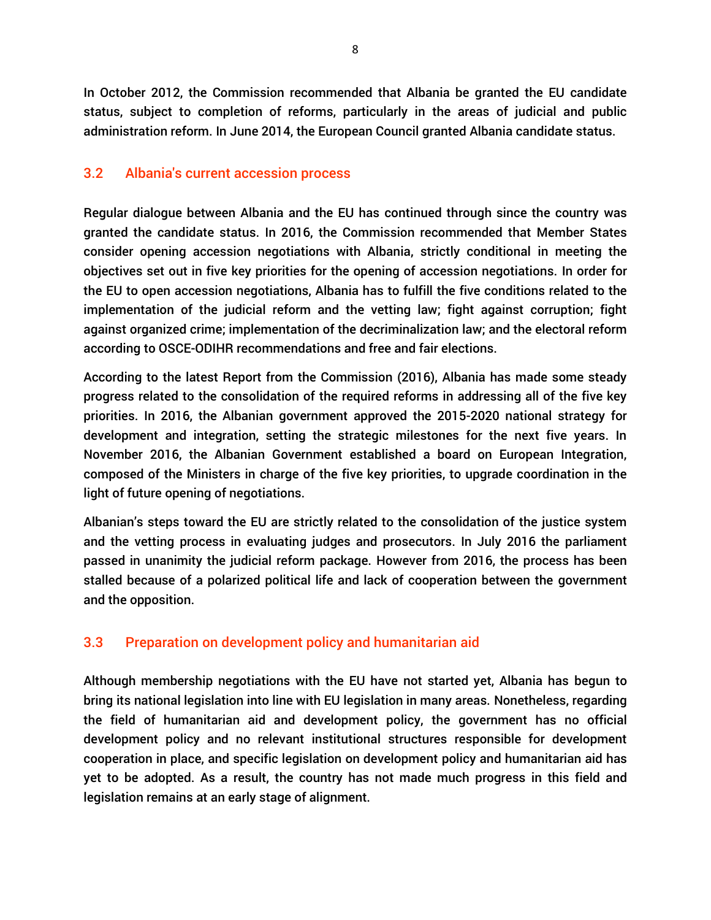In October 2012, the Commission recommended that Albania be granted the EU candidate status, subject to completion of reforms, particularly in the areas of judicial and public administration reform. In June 2014, the European Council granted Albania candidate status.

## 3.2 Albania's current accession process

Regular dialogue between Albania and the EU has continued through since the country was granted the candidate status. In 2016, the Commission recommended that Member States consider opening accession negotiations with Albania, strictly conditional in meeting the objectives set out in five key priorities for the opening of accession negotiations. In order for the EU to open accession negotiations, Albania has to fulfill the five conditions related to the implementation of the judicial reform and the vetting law; fight against corruption; fight against organized crime; implementation of the decriminalization law; and the electoral reform according to OSCE-ODIHR recommendations and free and fair elections.

According to the latest Report from the Commission (2016), Albania has made some steady progress related to the consolidation of the required reforms in addressing all of the five key priorities. In 2016, the Albanian government approved the 2015-2020 national strategy for development and integration, setting the strategic milestones for the next five years. In November 2016, the Albanian Government established a board on European Integration, composed of the Ministers in charge of the five key priorities, to upgrade coordination in the light of future opening of negotiations.

Albanian's steps toward the EU are strictly related to the consolidation of the justice system and the vetting process in evaluating judges and prosecutors. In July 2016 the parliament passed in unanimity the judicial reform package. However from 2016, the process has been stalled because of a polarized political life and lack of cooperation between the government and the opposition.

## 3.3 Preparation on development policy and humanitarian aid

Although membership negotiations with the EU have not started yet, Albania has begun to bring its national legislation into line with EU legislation in many areas. Nonetheless, regarding the field of humanitarian aid and development policy, the government has no official development policy and no relevant institutional structures responsible for development cooperation in place, and specific legislation on development policy and humanitarian aid has yet to be adopted. As a result, the country has not made much progress in this field and legislation remains at an early stage of alignment.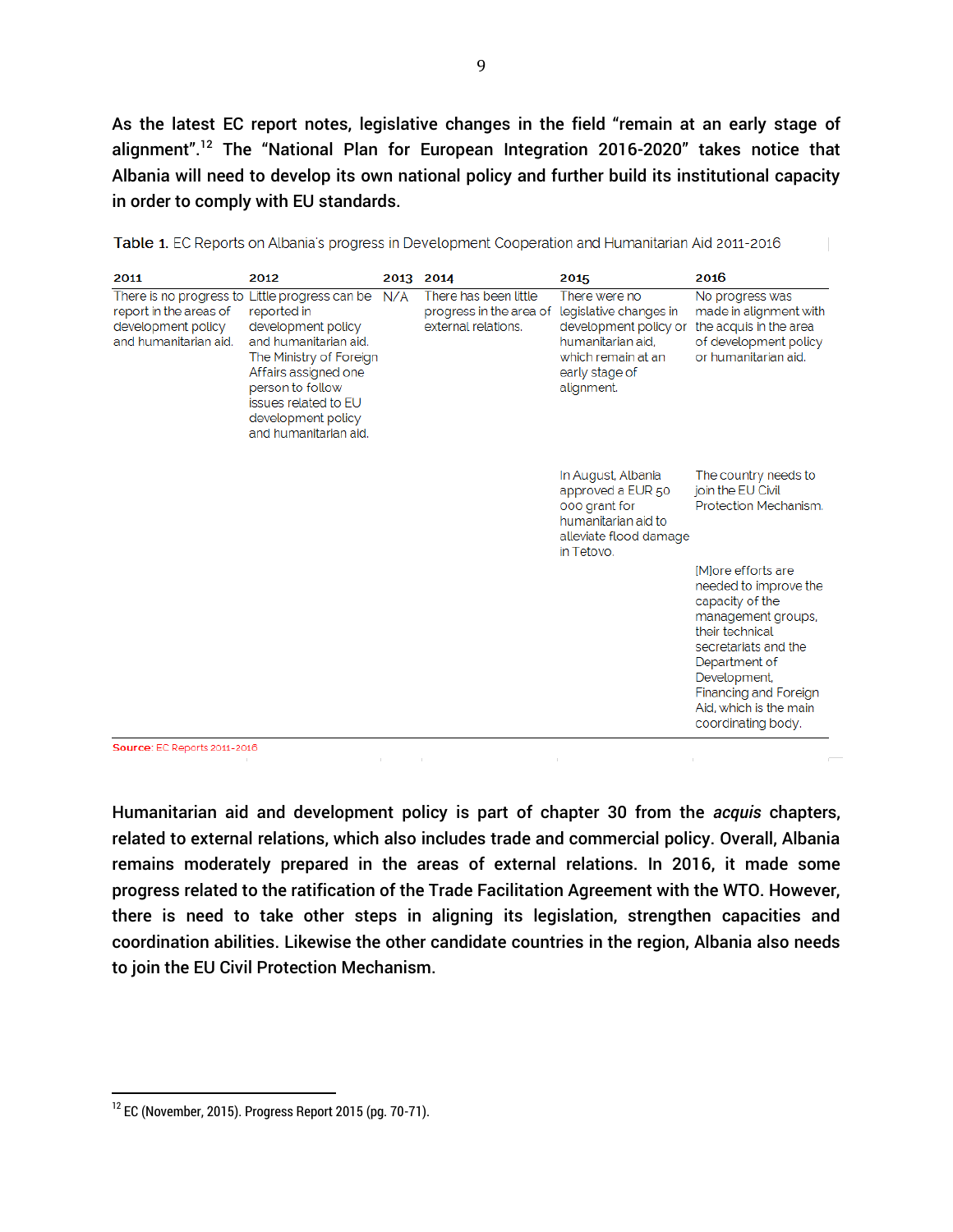As the latest EC report notes, legislative changes in the field "remain at an early stage of alignment".[12] The "National Plan for European Integration 2016-2020" takes notice that Albania will need to develop its own national policy and further build its institutional capacity in order to comply with EU standards.

**Table 1.** EC Reports on Albania's progress in Development Cooperation and Humanitarian Aid 2011-2016

| 2011 | 2012 | 2013 | 2014 | 2015 | 2016 |
|---|---|---|---|---|---|
| There is no progress to report in the areas of development policy and humanitarian aid. | Little progress can be reported in development policy and humanitarian aid. The Ministry of Foreign Affairs assigned one person to follow issues related to EU development policy and humanitarian aid. | N/A | There has been little progress in the area of external relations. | There were no legislative changes in development policy or humanitarian aid, which remain at an early stage of alignment. | No progress was made in alignment with the acquis in the area of development policy or humanitarian aid. |
| | | | | In August, Albania approved a EUR 50 000 grant for humanitarian aid to alleviate flood damage in Tetovo. | The country needs to join the EU Civil Protection Mechanism. |
| | | | | | [M]ore efforts are needed to improve the capacity of the management groups, their technical secretariats and the Department of Development, Financing and Foreign Aid, which is the main coordinating body. |

**Source**: EC Reports 2011-2016

Humanitarian aid and development policy is part of chapter 30 from the *acquis* chapters, related to external relations, which also includes trade and commercial policy. Overall, Albania remains moderately prepared in the areas of external relations. In 2016, it made some progress related to the ratification of the Trade Facilitation Agreement with the WTO. However, there is need to take other steps in aligning its legislation, strengthen capacities and coordination abilities. Likewise the other candidate countries in the region, Albania also needs to join the EU Civil Protection Mechanism.

[12] EC (November, 2015). Progress Report 2015 (pg. 70-71).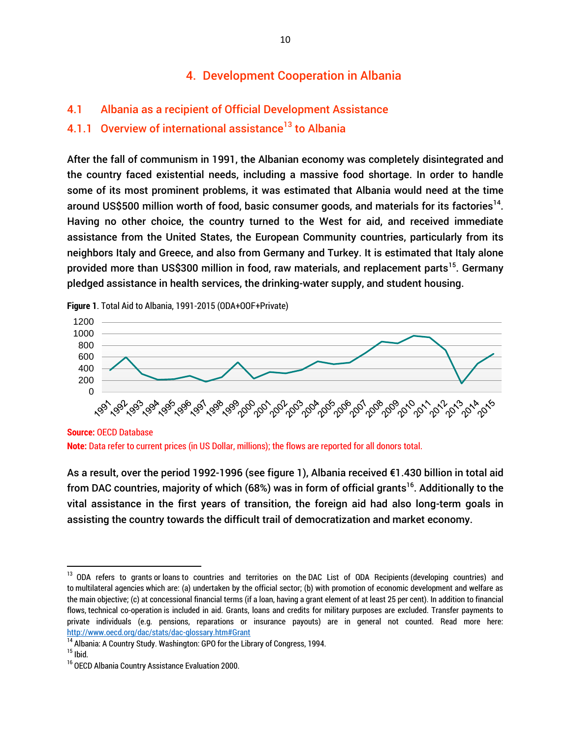# 4. Development Cooperation in Albania

## 4.1 Albania as a recipient of Official Development Assistance

### 4.1.1 Overview of international assistance[13] to Albania

**After the fall of communism in 1991, the Albanian economy was completely disintegrated and the country faced existential needs, including a massive food shortage. In order to handle some of its most prominent problems, it was estimated that Albania would need at the time around US$500 million worth of food, basic consumer goods, and materials for its factories[14]. Having no other choice, the country turned to the West for aid, and received immediate assistance from the United States, the European Community countries, particularly from its neighbors Italy and Greece, and also from Germany and Turkey. It is estimated that Italy alone provided more than US$300 million in food, raw materials, and replacement parts[15]. Germany pledged assistance in health services, the drinking-water supply, and student housing.**

**Figure 1**. Total Aid to Albania, 1991-2015 (ODA+OOF+Private)

**Source:** OECD Database

**Note:** Data refer to current prices (in US Dollar, millions); the flows are reported for all donors total.

**As a result, over the period 1992-1996 (see figure 1), Albania received €1.430 billion in total aid from DAC countries, majority of which (68%) was in form of official grants[16]. Additionally to the vital assistance in the first years of transition, the foreign aid had also long-term goals in assisting the country towards the difficult trail of democratization and market economy.**

---

[13] ODA refers to grants or loans to countries and territories on the DAC List of ODA Recipients (developing countries) and to multilateral agencies which are: (a) undertaken by the official sector; (b) with promotion of economic development and welfare as the main objective; (c) at concessional financial terms (if a loan, having a grant element of at least 25 per cent). In addition to financial flows, technical co-operation is included in aid. Grants, loans and credits for military purposes are excluded. Transfer payments to private individuals (e.g. pensions, reparations or insurance payouts) are in general not counted. Read more here: http://www.oecd.org/dac/stats/dac-glossary.htm#Grant

[14] Albania: A Country Study. Washington: GPO for the Library of Congress, 1994.

[15] Ibid.

[16] OECD Albania Country Assistance Evaluation 2000.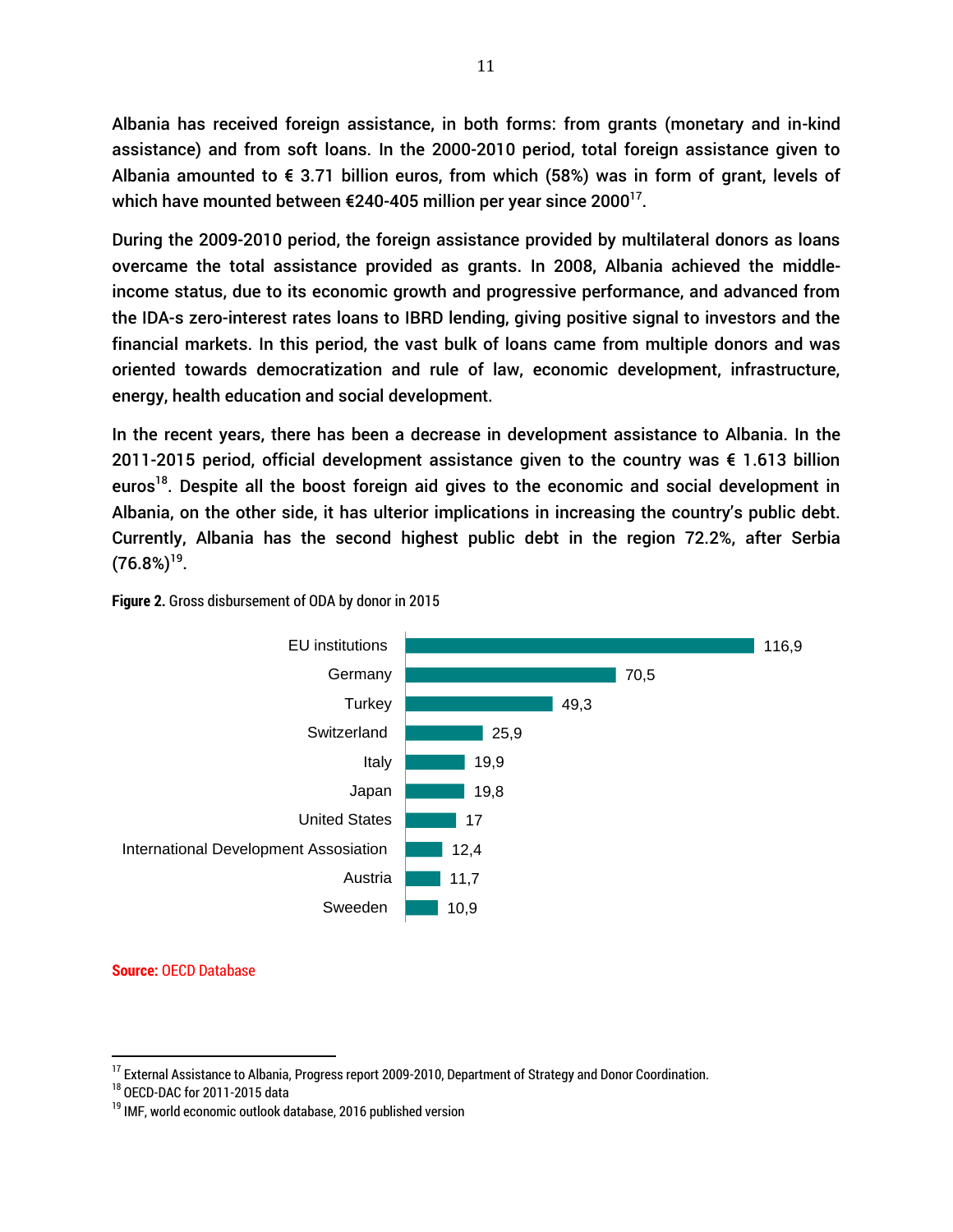Albania has received foreign assistance, in both forms: from grants (monetary and in-kind assistance) and from soft loans. In the 2000-2010 period, total foreign assistance given to Albania amounted to € 3.71 billion euros, from which (58%) was in form of grant, levels of which have mounted between €240-405 million per year since 2000[17].

During the 2009-2010 period, the foreign assistance provided by multilateral donors as loans overcame the total assistance provided as grants. In 2008, Albania achieved the middle-income status, due to its economic growth and progressive performance, and advanced from the IDA-s zero-interest rates loans to IBRD lending, giving positive signal to investors and the financial markets. In this period, the vast bulk of loans came from multiple donors and was oriented towards democratization and rule of law, economic development, infrastructure, energy, health education and social development.

In the recent years, there has been a decrease in development assistance to Albania. In the 2011-2015 period, official development assistance given to the country was € 1.613 billion euros[18]. Despite all the boost foreign aid gives to the economic and social development in Albania, on the other side, it has ulterior implications in increasing the country's public debt. Currently, Albania has the second highest public debt in the region 72.2%, after Serbia (76.8%)[19].

**Figure 2.** Gross disbursement of ODA by donor in 2015

| Donor | Value |
|---|---|
| EU institutions | 116,9 |
| Germany | 70,5 |
| Turkey | 49,3 |
| Switzerland | 25,9 |
| Italy | 19,9 |
| Japan | 19,8 |
| United States | 17 |
| International Development Assosiation | 12,4 |
| Austria | 11,7 |
| Sweeden | 10,9 |

**Source:** OECD Database

---

[17] External Assistance to Albania, Progress report 2009-2010, Department of Strategy and Donor Coordination.
[18] OECD-DAC for 2011-2015 data
[19] IMF, world economic outlook database, 2016 published version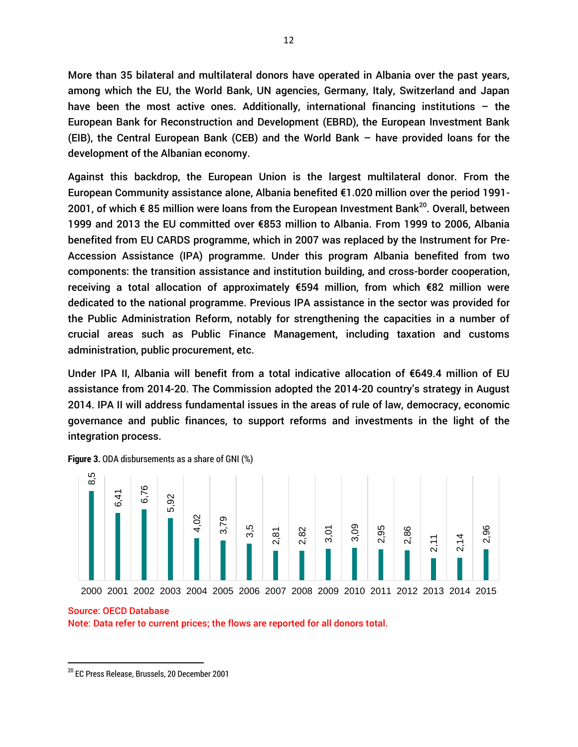More than 35 bilateral and multilateral donors have operated in Albania over the past years, among which the EU, the World Bank, UN agencies, Germany, Italy, Switzerland and Japan have been the most active ones. Additionally, international financing institutions – the European Bank for Reconstruction and Development (EBRD), the European Investment Bank (EIB), the Central European Bank (CEB) and the World Bank – have provided loans for the development of the Albanian economy.

Against this backdrop, the European Union is the largest multilateral donor. From the European Community assistance alone, Albania benefited €1.020 million over the period 1991-2001, of which € 85 million were loans from the European Investment Bank[20]. Overall, between 1999 and 2013 the EU committed over €853 million to Albania. From 1999 to 2006, Albania benefited from EU CARDS programme, which in 2007 was replaced by the Instrument for Pre-Accession Assistance (IPA) programme. Under this program Albania benefited from two components: the transition assistance and institution building, and cross-border cooperation, receiving a total allocation of approximately €594 million, from which €82 million were dedicated to the national programme. Previous IPA assistance in the sector was provided for the Public Administration Reform, notably for strengthening the capacities in a number of crucial areas such as Public Finance Management, including taxation and customs administration, public procurement, etc.

Under IPA II, Albania will benefit from a total indicative allocation of €649.4 million of EU assistance from 2014-20. The Commission adopted the 2014-20 country's strategy in August 2014. IPA II will address fundamental issues in the areas of rule of law, democracy, economic governance and public finances, to support reforms and investments in the light of the integration process.

**Figure 3.** ODA disbursements as a share of GNI (%)

| Year | 2000 | 2001 | 2002 | 2003 | 2004 | 2005 | 2006 | 2007 | 2008 | 2009 | 2010 | 2011 | 2012 | 2013 | 2014 | 2015 |
|---|---|---|---|---|---|---|---|---|---|---|---|---|---|---|---|---|
| ODA/GNI (%) | 8,5 | 6,41 | 6,76 | 5,92 | 4,02 | 3,79 | 3,5 | 2,81 | 2,82 | 3,01 | 3,09 | 2,95 | 2,86 | 2,11 | 2,14 | 2,96 |

Source: OECD Database

Note: Data refer to current prices; the flows are reported for all donors total.

[20] EC Press Release, Brussels, 20 December 2001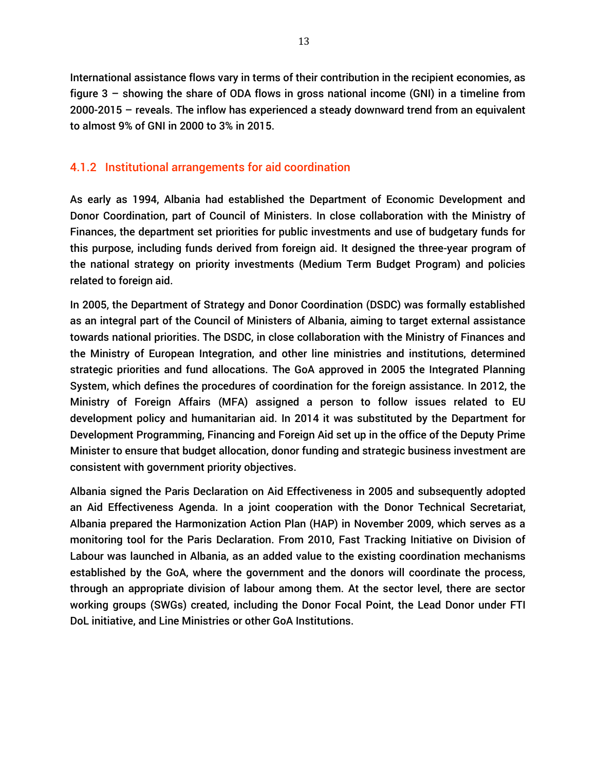International assistance flows vary in terms of their contribution in the recipient economies, as figure 3 – showing the share of ODA flows in gross national income (GNI) in a timeline from 2000-2015 – reveals. The inflow has experienced a steady downward trend from an equivalent to almost 9% of GNI in 2000 to 3% in 2015.

### 4.1.2 Institutional arrangements for aid coordination

As early as 1994, Albania had established the Department of Economic Development and Donor Coordination, part of Council of Ministers. In close collaboration with the Ministry of Finances, the department set priorities for public investments and use of budgetary funds for this purpose, including funds derived from foreign aid. It designed the three-year program of the national strategy on priority investments (Medium Term Budget Program) and policies related to foreign aid.

In 2005, the Department of Strategy and Donor Coordination (DSDC) was formally established as an integral part of the Council of Ministers of Albania, aiming to target external assistance towards national priorities. The DSDC, in close collaboration with the Ministry of Finances and the Ministry of European Integration, and other line ministries and institutions, determined strategic priorities and fund allocations. The GoA approved in 2005 the Integrated Planning System, which defines the procedures of coordination for the foreign assistance. In 2012, the Ministry of Foreign Affairs (MFA) assigned a person to follow issues related to EU development policy and humanitarian aid. In 2014 it was substituted by the Department for Development Programming, Financing and Foreign Aid set up in the office of the Deputy Prime Minister to ensure that budget allocation, donor funding and strategic business investment are consistent with government priority objectives.

Albania signed the Paris Declaration on Aid Effectiveness in 2005 and subsequently adopted an Aid Effectiveness Agenda. In a joint cooperation with the Donor Technical Secretariat, Albania prepared the Harmonization Action Plan (HAP) in November 2009, which serves as a monitoring tool for the Paris Declaration. From 2010, Fast Tracking Initiative on Division of Labour was launched in Albania, as an added value to the existing coordination mechanisms established by the GoA, where the government and the donors will coordinate the process, through an appropriate division of labour among them. At the sector level, there are sector working groups (SWGs) created, including the Donor Focal Point, the Lead Donor under FTI DoL initiative, and Line Ministries or other GoA Institutions.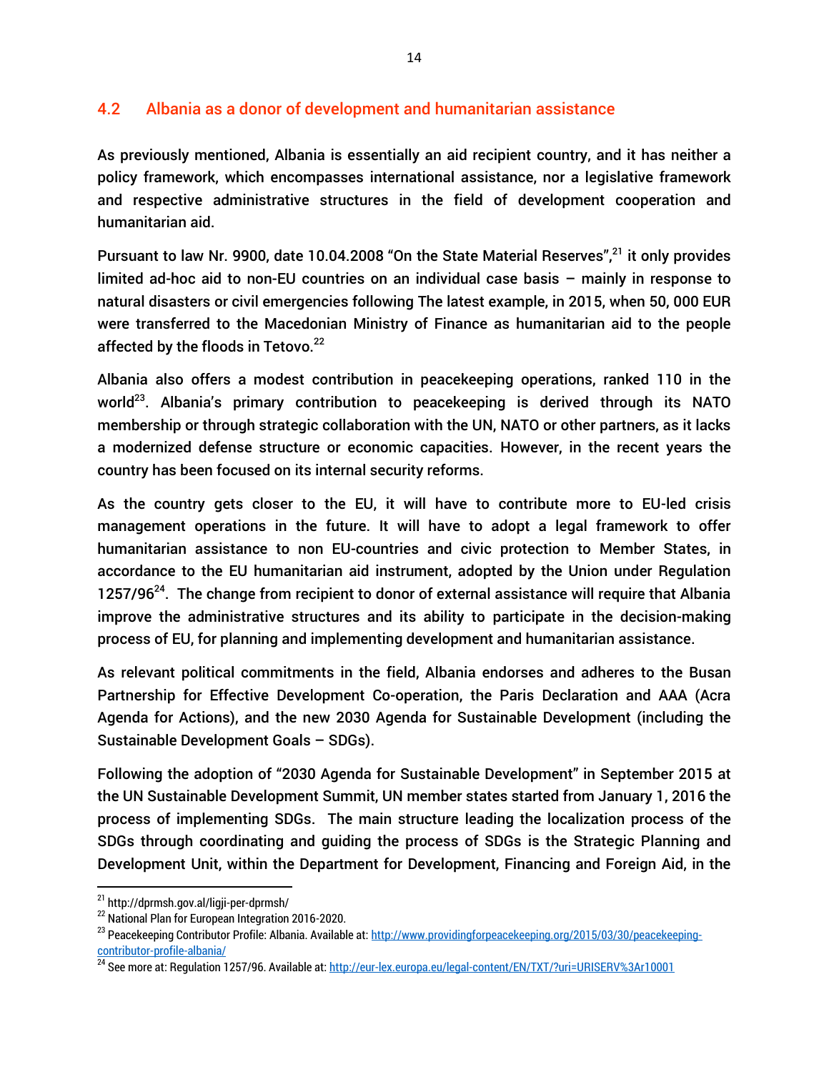## 4.2 Albania as a donor of development and humanitarian assistance

As previously mentioned, Albania is essentially an aid recipient country, and it has neither a policy framework, which encompasses international assistance, nor a legislative framework and respective administrative structures in the field of development cooperation and humanitarian aid.

Pursuant to law Nr. 9900, date 10.04.2008 "On the State Material Reserves",[21] it only provides limited ad-hoc aid to non-EU countries on an individual case basis – mainly in response to natural disasters or civil emergencies following The latest example, in 2015, when 50, 000 EUR were transferred to the Macedonian Ministry of Finance as humanitarian aid to the people affected by the floods in Tetovo.[22]

Albania also offers a modest contribution in peacekeeping operations, ranked 110 in the world[23]. Albania's primary contribution to peacekeeping is derived through its NATO membership or through strategic collaboration with the UN, NATO or other partners, as it lacks a modernized defense structure or economic capacities. However, in the recent years the country has been focused on its internal security reforms.

As the country gets closer to the EU, it will have to contribute more to EU-led crisis management operations in the future. It will have to adopt a legal framework to offer humanitarian assistance to non EU-countries and civic protection to Member States, in accordance to the EU humanitarian aid instrument, adopted by the Union under Regulation 1257/96[24]. The change from recipient to donor of external assistance will require that Albania improve the administrative structures and its ability to participate in the decision-making process of EU, for planning and implementing development and humanitarian assistance.

As relevant political commitments in the field, Albania endorses and adheres to the Busan Partnership for Effective Development Co-operation, the Paris Declaration and AAA (Acra Agenda for Actions), and the new 2030 Agenda for Sustainable Development (including the Sustainable Development Goals – SDGs).

Following the adoption of "2030 Agenda for Sustainable Development" in September 2015 at the UN Sustainable Development Summit, UN member states started from January 1, 2016 the process of implementing SDGs. The main structure leading the localization process of the SDGs through coordinating and guiding the process of SDGs is the Strategic Planning and Development Unit, within the Department for Development, Financing and Foreign Aid, in the

---

[21] http://dprmsh.gov.al/ligji-per-dprmsh/

[22] National Plan for European Integration 2016-2020.

[23] Peacekeeping Contributor Profile: Albania. Available at: http://www.providingforpeacekeeping.org/2015/03/30/peacekeeping-contributor-profile-albania/

[24] See more at: Regulation 1257/96. Available at: http://eur-lex.europa.eu/legal-content/EN/TXT/?uri=URISERV%3Ar10001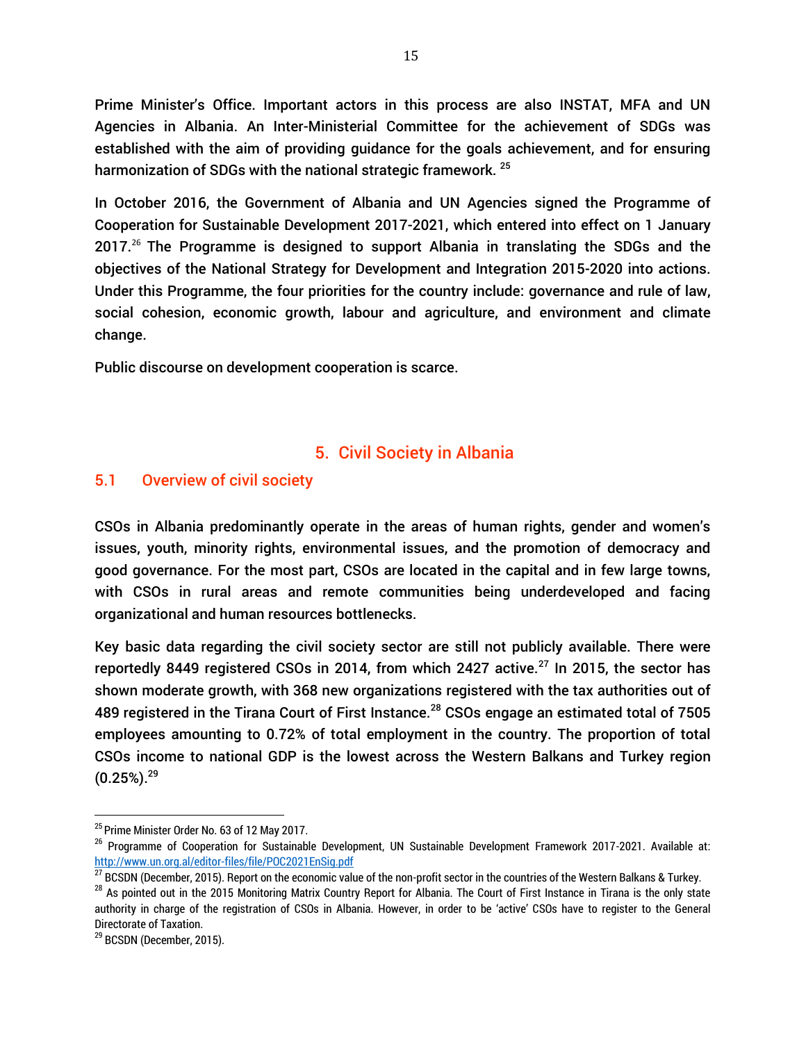Prime Minister's Office. Important actors in this process are also INSTAT, MFA and UN Agencies in Albania. An Inter-Ministerial Committee for the achievement of SDGs was established with the aim of providing guidance for the goals achievement, and for ensuring harmonization of SDGs with the national strategic framework. [25]

In October 2016, the Government of Albania and UN Agencies signed the Programme of Cooperation for Sustainable Development 2017-2021, which entered into effect on 1 January 2017.[26] The Programme is designed to support Albania in translating the SDGs and the objectives of the National Strategy for Development and Integration 2015-2020 into actions. Under this Programme, the four priorities for the country include: governance and rule of law, social cohesion, economic growth, labour and agriculture, and environment and climate change.

Public discourse on development cooperation is scarce.

# 5. Civil Society in Albania

## 5.1 Overview of civil society

CSOs in Albania predominantly operate in the areas of human rights, gender and women's issues, youth, minority rights, environmental issues, and the promotion of democracy and good governance. For the most part, CSOs are located in the capital and in few large towns, with CSOs in rural areas and remote communities being underdeveloped and facing organizational and human resources bottlenecks.

Key basic data regarding the civil society sector are still not publicly available. There were reportedly 8449 registered CSOs in 2014, from which 2427 active.[27] In 2015, the sector has shown moderate growth, with 368 new organizations registered with the tax authorities out of 489 registered in the Tirana Court of First Instance.[28] CSOs engage an estimated total of 7505 employees amounting to 0.72% of total employment in the country. The proportion of total CSOs income to national GDP is the lowest across the Western Balkans and Turkey region (0.25%).[29]

---

[25] Prime Minister Order No. 63 of 12 May 2017.

[26] Programme of Cooperation for Sustainable Development, UN Sustainable Development Framework 2017-2021. Available at: http://www.un.org.al/editor-files/file/POC2021EnSig.pdf

[27] BCSDN (December, 2015). Report on the economic value of the non-profit sector in the countries of the Western Balkans & Turkey.

[28] As pointed out in the 2015 Monitoring Matrix Country Report for Albania. The Court of First Instance in Tirana is the only state authority in charge of the registration of CSOs in Albania. However, in order to be 'active' CSOs have to register to the General Directorate of Taxation.

[29] BCSDN (December, 2015).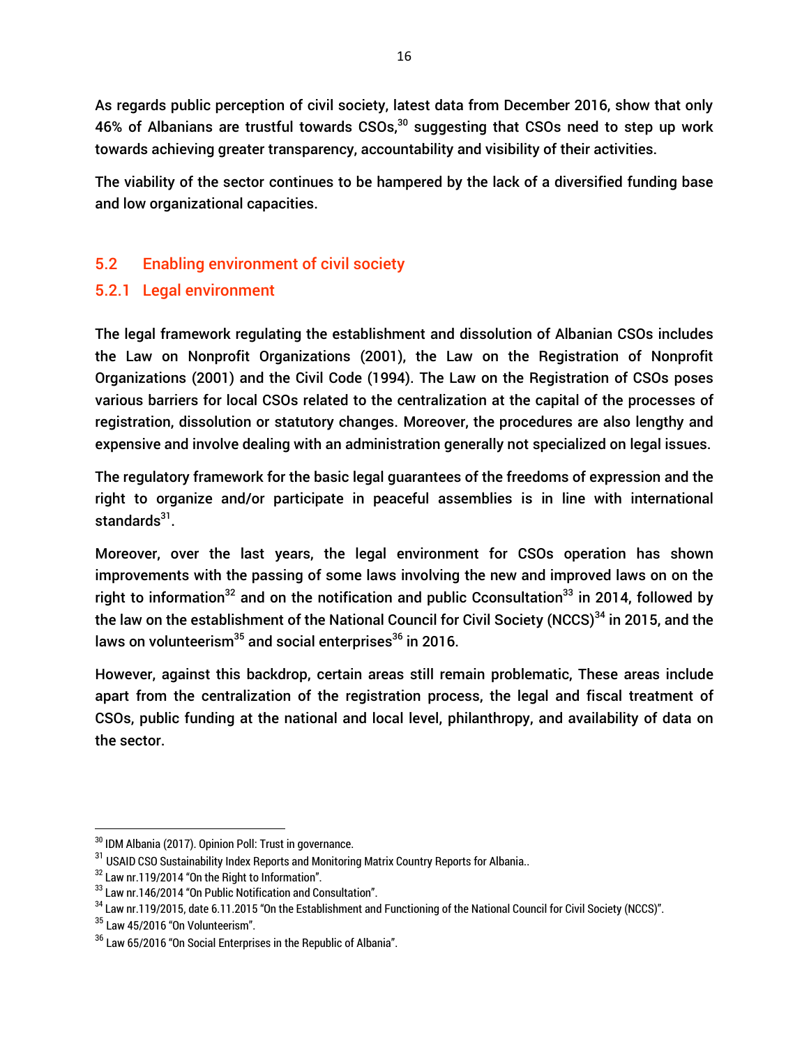As regards public perception of civil society, latest data from December 2016, show that only 46% of Albanians are trustful towards CSOs,[30] suggesting that CSOs need to step up work towards achieving greater transparency, accountability and visibility of their activities.

The viability of the sector continues to be hampered by the lack of a diversified funding base and low organizational capacities.

## 5.2 Enabling environment of civil society

### 5.2.1 Legal environment

The legal framework regulating the establishment and dissolution of Albanian CSOs includes the Law on Nonprofit Organizations (2001), the Law on the Registration of Nonprofit Organizations (2001) and the Civil Code (1994). The Law on the Registration of CSOs poses various barriers for local CSOs related to the centralization at the capital of the processes of registration, dissolution or statutory changes. Moreover, the procedures are also lengthy and expensive and involve dealing with an administration generally not specialized on legal issues.

The regulatory framework for the basic legal guarantees of the freedoms of expression and the right to organize and/or participate in peaceful assemblies is in line with international standards[31].

Moreover, over the last years, the legal environment for CSOs operation has shown improvements with the passing of some laws involving the new and improved laws on on the right to information[32] and on the notification and public Cconsultation[33] in 2014, followed by the law on the establishment of the National Council for Civil Society (NCCS)[34] in 2015, and the laws on volunteerism[35] and social enterprises[36] in 2016.

However, against this backdrop, certain areas still remain problematic, These areas include apart from the centralization of the registration process, the legal and fiscal treatment of CSOs, public funding at the national and local level, philanthropy, and availability of data on the sector.

---

[30] IDM Albania (2017). Opinion Poll: Trust in governance.

[31] USAID CSO Sustainability Index Reports and Monitoring Matrix Country Reports for Albania..

[32] Law nr.119/2014 "On the Right to Information".

[33] Law nr.146/2014 "On Public Notification and Consultation".

[34] Law nr.119/2015, date 6.11.2015 "On the Establishment and Functioning of the National Council for Civil Society (NCCS)".

[35] Law 45/2016 "On Volunteerism".

[36] Law 65/2016 "On Social Enterprises in the Republic of Albania".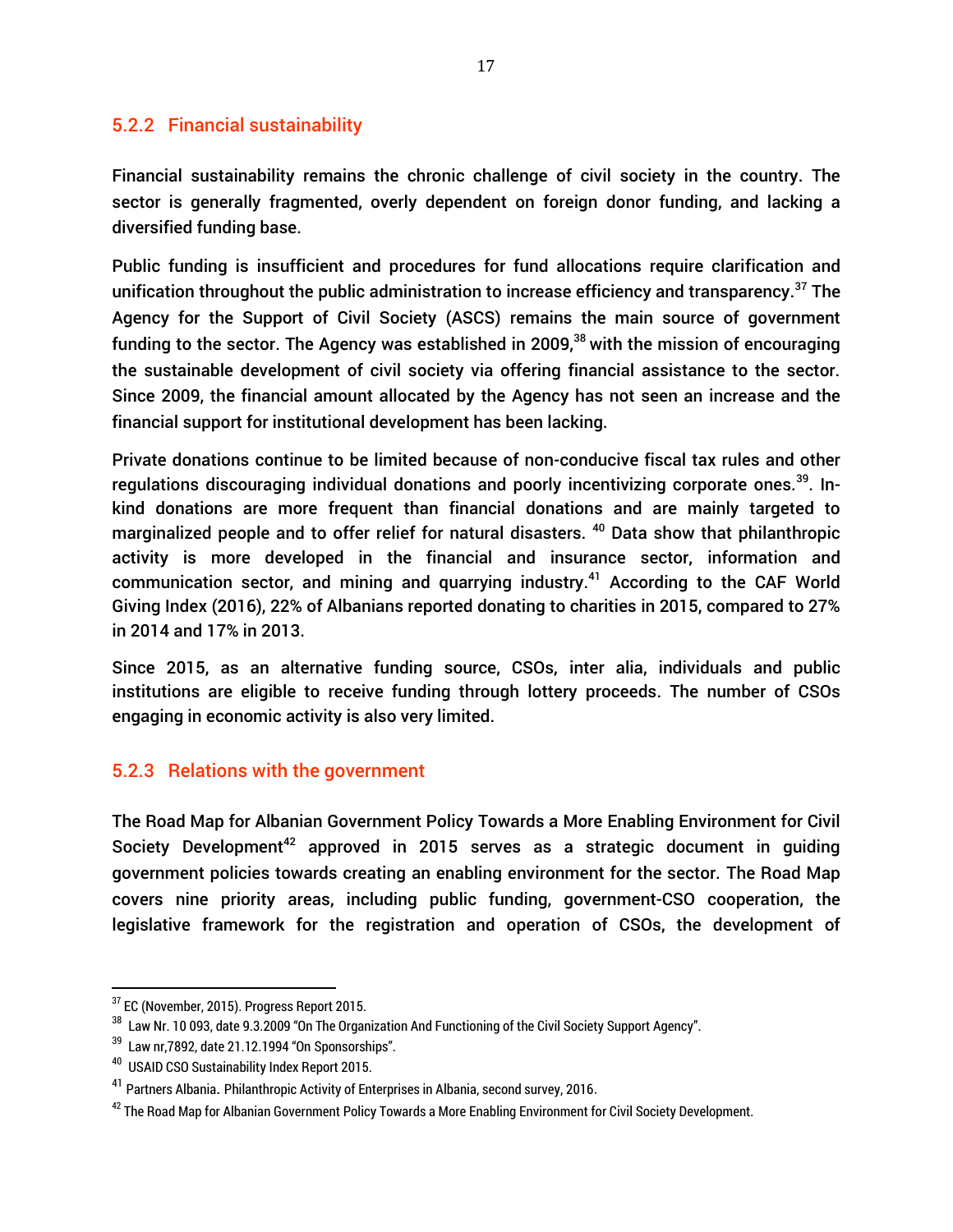### 5.2.2 Financial sustainability

Financial sustainability remains the chronic challenge of civil society in the country. The sector is generally fragmented, overly dependent on foreign donor funding, and lacking a diversified funding base.

Public funding is insufficient and procedures for fund allocations require clarification and unification throughout the public administration to increase efficiency and transparency.[37] The Agency for the Support of Civil Society (ASCS) remains the main source of government funding to the sector. The Agency was established in 2009,[38] with the mission of encouraging the sustainable development of civil society via offering financial assistance to the sector. Since 2009, the financial amount allocated by the Agency has not seen an increase and the financial support for institutional development has been lacking.

Private donations continue to be limited because of non-conducive fiscal tax rules and other regulations discouraging individual donations and poorly incentivizing corporate ones.[39]. In-kind donations are more frequent than financial donations and are mainly targeted to marginalized people and to offer relief for natural disasters. [40] Data show that philanthropic activity is more developed in the financial and insurance sector, information and communication sector, and mining and quarrying industry.[41] According to the CAF World Giving Index (2016), 22% of Albanians reported donating to charities in 2015, compared to 27% in 2014 and 17% in 2013.

Since 2015, as an alternative funding source, CSOs, inter alia, individuals and public institutions are eligible to receive funding through lottery proceeds. The number of CSOs engaging in economic activity is also very limited.

### 5.2.3 Relations with the government

The Road Map for Albanian Government Policy Towards a More Enabling Environment for Civil Society Development[42] approved in 2015 serves as a strategic document in guiding government policies towards creating an enabling environment for the sector. The Road Map covers nine priority areas, including public funding, government-CSO cooperation, the legislative framework for the registration and operation of CSOs, the development of

---

[37] EC (November, 2015). Progress Report 2015.

[38] Law Nr. 10 093, date 9.3.2009 "On The Organization And Functioning of the Civil Society Support Agency".

[39] Law nr,7892, date 21.12.1994 "On Sponsorships".

[40] USAID CSO Sustainability Index Report 2015.

[41] Partners Albania. Philanthropic Activity of Enterprises in Albania, second survey, 2016.

[42] The Road Map for Albanian Government Policy Towards a More Enabling Environment for Civil Society Development.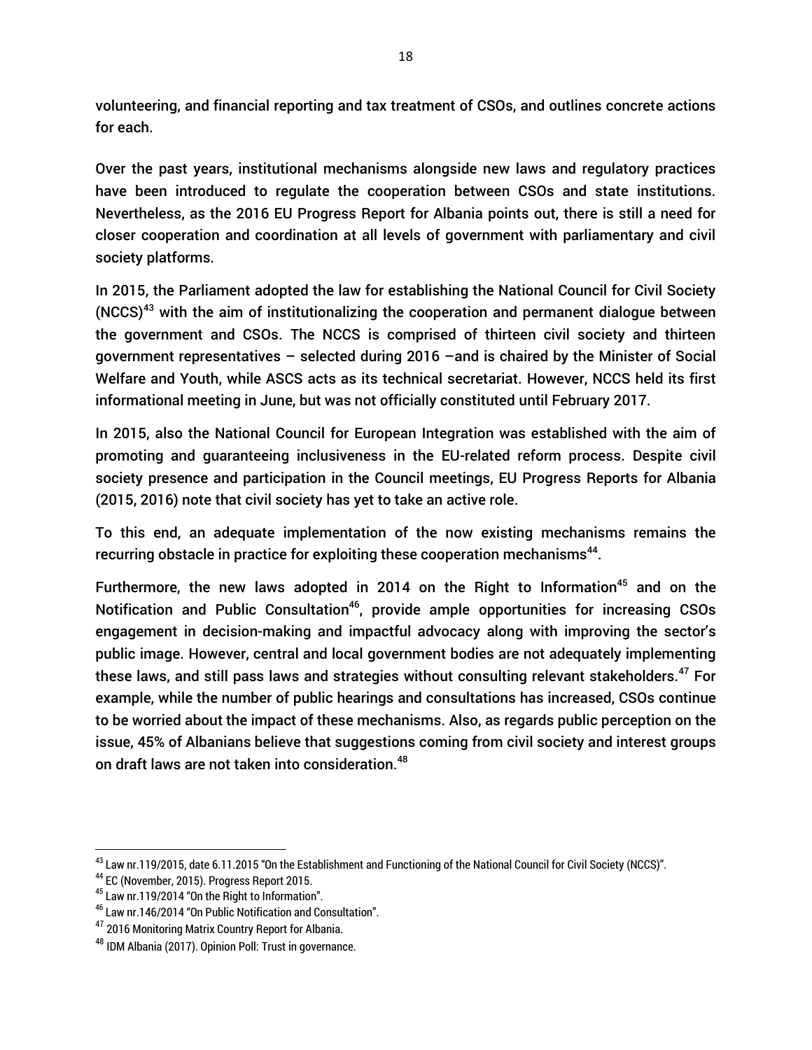volunteering, and financial reporting and tax treatment of CSOs, and outlines concrete actions for each.

Over the past years, institutional mechanisms alongside new laws and regulatory practices have been introduced to regulate the cooperation between CSOs and state institutions. Nevertheless, as the 2016 EU Progress Report for Albania points out, there is still a need for closer cooperation and coordination at all levels of government with parliamentary and civil society platforms.

In 2015, the Parliament adopted the law for establishing the National Council for Civil Society (NCCS)[43] with the aim of institutionalizing the cooperation and permanent dialogue between the government and CSOs. The NCCS is comprised of thirteen civil society and thirteen government representatives – selected during 2016 –and is chaired by the Minister of Social Welfare and Youth, while ASCS acts as its technical secretariat. However, NCCS held its first informational meeting in June, but was not officially constituted until February 2017.

In 2015, also the National Council for European Integration was established with the aim of promoting and guaranteeing inclusiveness in the EU-related reform process. Despite civil society presence and participation in the Council meetings, EU Progress Reports for Albania (2015, 2016) note that civil society has yet to take an active role.

To this end, an adequate implementation of the now existing mechanisms remains the recurring obstacle in practice for exploiting these cooperation mechanisms[44].

Furthermore, the new laws adopted in 2014 on the Right to Information[45] and on the Notification and Public Consultation[46], provide ample opportunities for increasing CSOs engagement in decision-making and impactful advocacy along with improving the sector's public image. However, central and local government bodies are not adequately implementing these laws, and still pass laws and strategies without consulting relevant stakeholders.[47] For example, while the number of public hearings and consultations has increased, CSOs continue to be worried about the impact of these mechanisms. Also, as regards public perception on the issue, 45% of Albanians believe that suggestions coming from civil society and interest groups on draft laws are not taken into consideration.[48]

---

[43] Law nr.119/2015, date 6.11.2015 "On the Establishment and Functioning of the National Council for Civil Society (NCCS)".

[44] EC (November, 2015). Progress Report 2015.

[45] Law nr.119/2014 "On the Right to Information".

[46] Law nr.146/2014 "On Public Notification and Consultation".

[47] 2016 Monitoring Matrix Country Report for Albania.

[48] IDM Albania (2017). Opinion Poll: Trust in governance.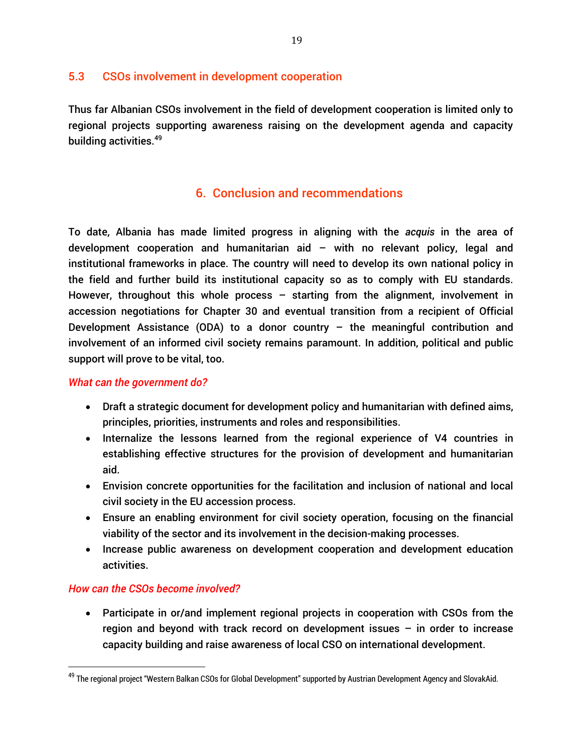## 5.3 CSOs involvement in development cooperation

Thus far Albanian CSOs involvement in the field of development cooperation is limited only to regional projects supporting awareness raising on the development agenda and capacity building activities.[49]

# 6. Conclusion and recommendations

To date, Albania has made limited progress in aligning with the *acquis* in the area of development cooperation and humanitarian aid – with no relevant policy, legal and institutional frameworks in place. The country will need to develop its own national policy in the field and further build its institutional capacity so as to comply with EU standards. However, throughout this whole process – starting from the alignment, involvement in accession negotiations for Chapter 30 and eventual transition from a recipient of Official Development Assistance (ODA) to a donor country – the meaningful contribution and involvement of an informed civil society remains paramount. In addition, political and public support will prove to be vital, too.

*What can the government do?*

- Draft a strategic document for development policy and humanitarian with defined aims, principles, priorities, instruments and roles and responsibilities.
- Internalize the lessons learned from the regional experience of V4 countries in establishing effective structures for the provision of development and humanitarian aid.
- Envision concrete opportunities for the facilitation and inclusion of national and local civil society in the EU accession process.
- Ensure an enabling environment for civil society operation, focusing on the financial viability of the sector and its involvement in the decision-making processes.
- Increase public awareness on development cooperation and development education activities.

*How can the CSOs become involved?*

- Participate in or/and implement regional projects in cooperation with CSOs from the region and beyond with track record on development issues – in order to increase capacity building and raise awareness of local CSO on international development.

[49] The regional project "Western Balkan CSOs for Global Development" supported by Austrian Development Agency and SlovakAid.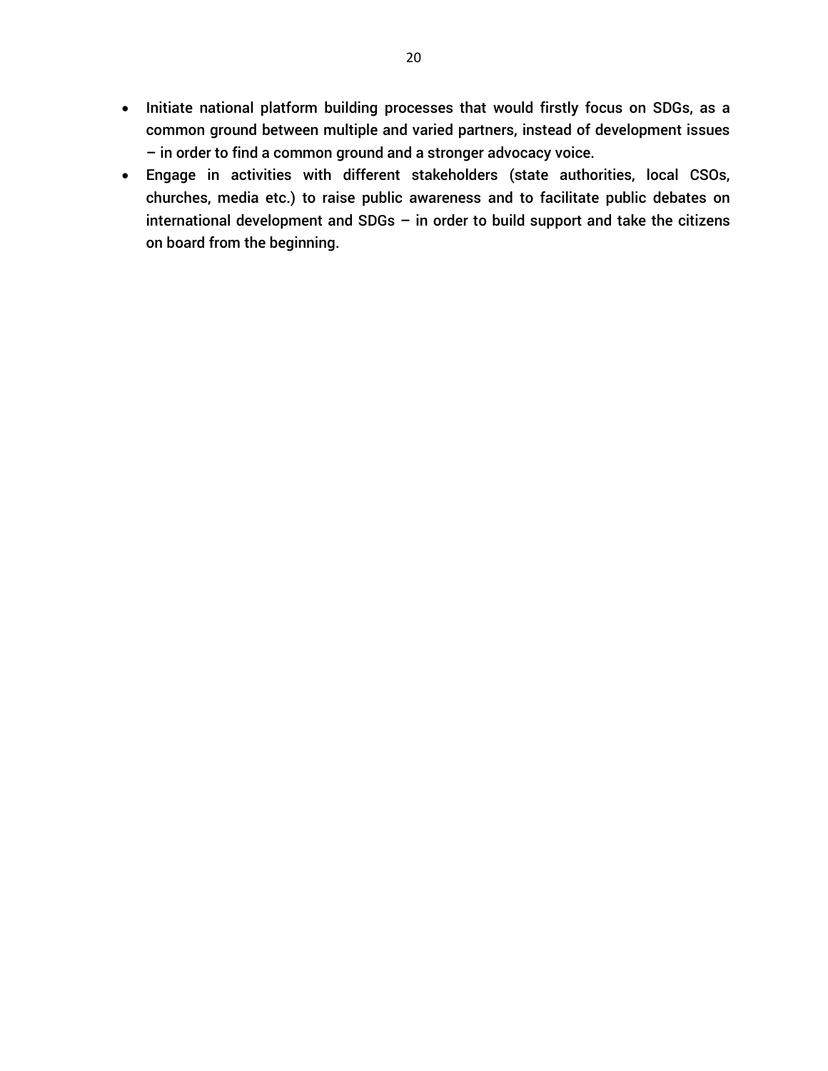- Initiate national platform building processes that would firstly focus on SDGs, as a common ground between multiple and varied partners, instead of development issues – in order to find a common ground and a stronger advocacy voice.
- Engage in activities with different stakeholders (state authorities, local CSOs, churches, media etc.) to raise public awareness and to facilitate public debates on international development and SDGs – in order to build support and take the citizens on board from the beginning.